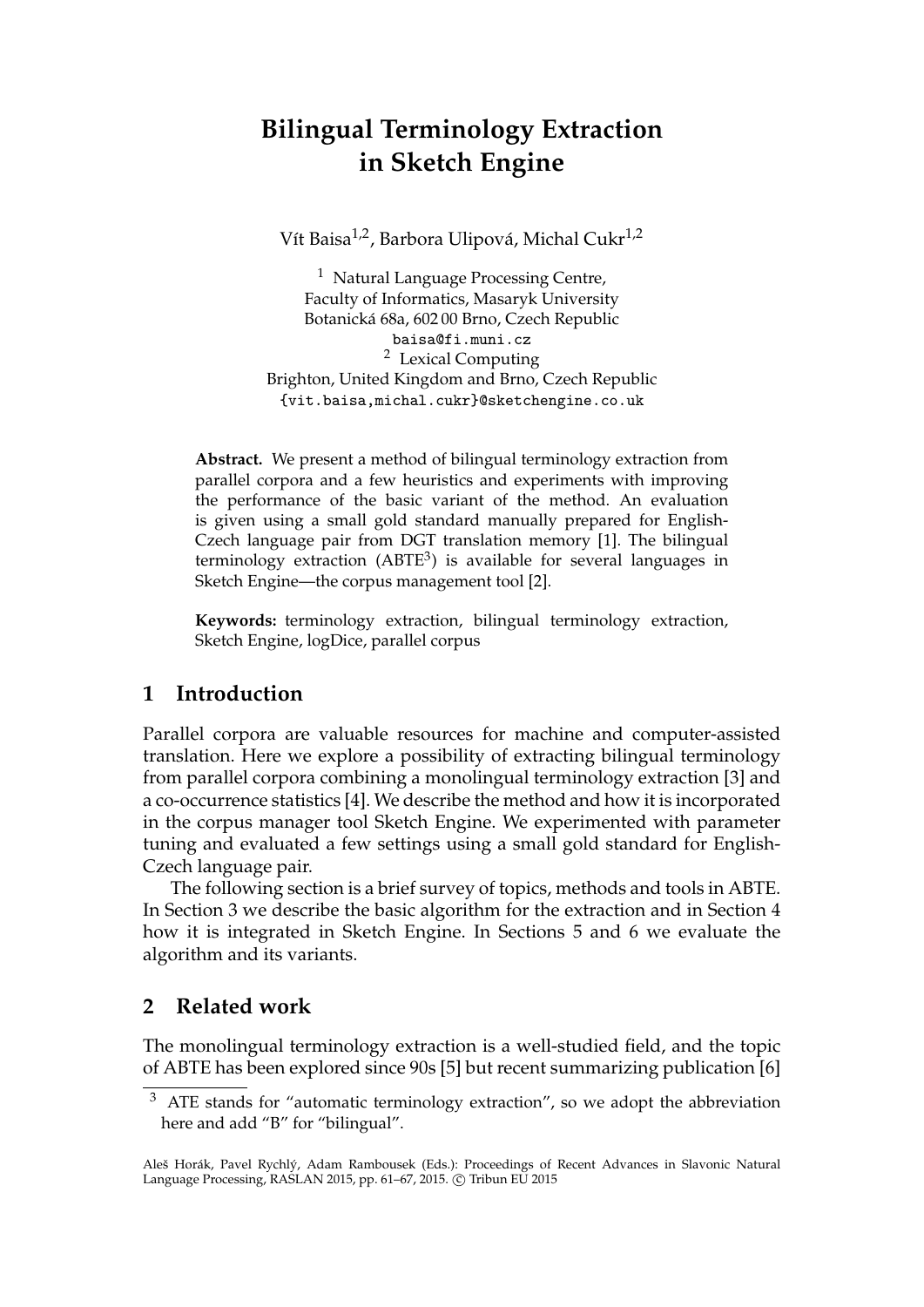# Bilingual Terminology Extraction in Sketch Engine

Vít Baisa[1,2], Barbora Ulipová, Michal Cukr[1,2]

[1] Natural Language Processing Centre,
Faculty of Informatics, Masaryk University
Botanická 68a, 602 00 Brno, Czech Republic
baisa@fi.muni.cz
[2] Lexical Computing
Brighton, United Kingdom and Brno, Czech Republic
{vit.baisa,michal.cukr}@sketchengine.co.uk

**Abstract.** We present a method of bilingual terminology extraction from parallel corpora and a few heuristics and experiments with improving the performance of the basic variant of the method. An evaluation is given using a small gold standard manually prepared for English-Czech language pair from DGT translation memory [1]. The bilingual terminology extraction (ABTE[3]) is available for several languages in Sketch Engine—the corpus management tool [2].

**Keywords:** terminology extraction, bilingual terminology extraction, Sketch Engine, logDice, parallel corpus

## 1 Introduction

Parallel corpora are valuable resources for machine and computer-assisted translation. Here we explore a possibility of extracting bilingual terminology from parallel corpora combining a monolingual terminology extraction [3] and a co-occurrence statistics [4]. We describe the method and how it is incorporated in the corpus manager tool Sketch Engine. We experimented with parameter tuning and evaluated a few settings using a small gold standard for English-Czech language pair.

The following section is a brief survey of topics, methods and tools in ABTE. In Section 3 we describe the basic algorithm for the extraction and in Section 4 how it is integrated in Sketch Engine. In Sections 5 and 6 we evaluate the algorithm and its variants.

## 2 Related work

The monolingual terminology extraction is a well-studied field, and the topic of ABTE has been explored since 90s [5] but recent summarizing publication [6]

[3] ATE stands for "automatic terminology extraction", so we adopt the abbreviation here and add "B" for "bilingual".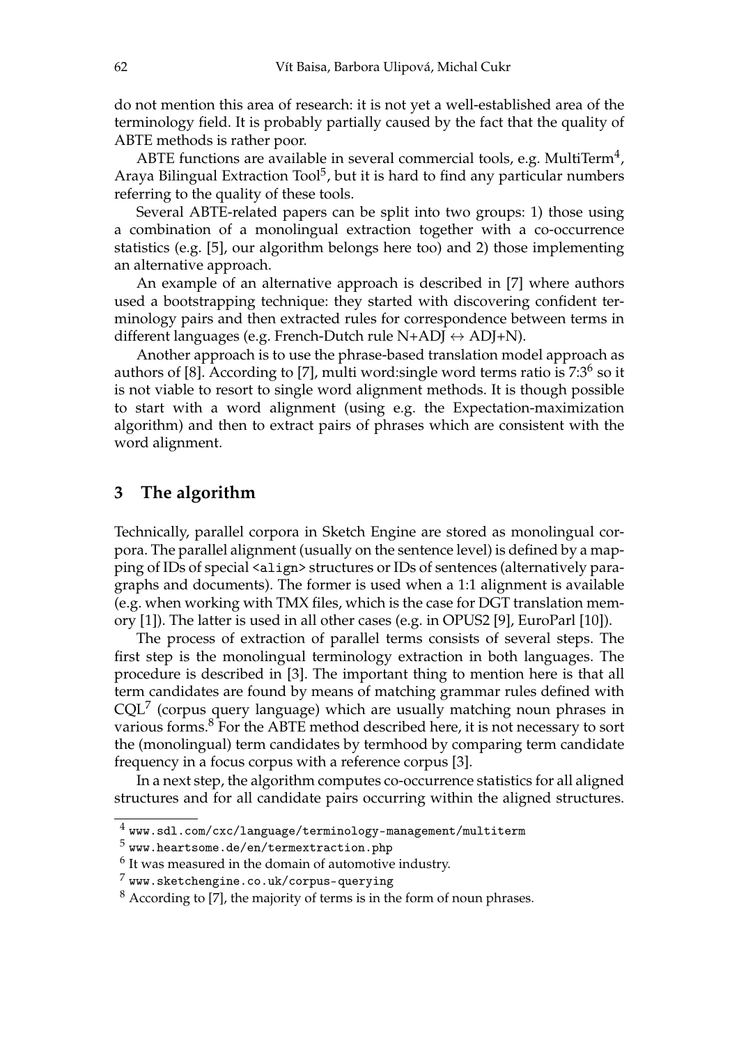do not mention this area of research: it is not yet a well-established area of the terminology field. It is probably partially caused by the fact that the quality of ABTE methods is rather poor.

ABTE functions are available in several commercial tools, e.g. MultiTerm[4], Araya Bilingual Extraction Tool[5], but it is hard to find any particular numbers referring to the quality of these tools.

Several ABTE-related papers can be split into two groups: 1) those using a combination of a monolingual extraction together with a co-occurrence statistics (e.g. [5], our algorithm belongs here too) and 2) those implementing an alternative approach.

An example of an alternative approach is described in [7] where authors used a bootstrapping technique: they started with discovering confident terminology pairs and then extracted rules for correspondence between terms in different languages (e.g. French-Dutch rule N+ADJ ↔ ADJ+N).

Another approach is to use the phrase-based translation model approach as authors of [8]. According to [7], multi word:single word terms ratio is 7:3[6] so it is not viable to resort to single word alignment methods. It is though possible to start with a word alignment (using e.g. the Expectation-maximization algorithm) and then to extract pairs of phrases which are consistent with the word alignment.

## 3 The algorithm

Technically, parallel corpora in Sketch Engine are stored as monolingual corpora. The parallel alignment (usually on the sentence level) is defined by a mapping of IDs of special `<align>` structures or IDs of sentences (alternatively paragraphs and documents). The former is used when a 1:1 alignment is available (e.g. when working with TMX files, which is the case for DGT translation memory [1]). The latter is used in all other cases (e.g. in OPUS2 [9], EuroParl [10]).

The process of extraction of parallel terms consists of several steps. The first step is the monolingual terminology extraction in both languages. The procedure is described in [3]. The important thing to mention here is that all term candidates are found by means of matching grammar rules defined with CQL[7] (corpus query language) which are usually matching noun phrases in various forms.[8] For the ABTE method described here, it is not necessary to sort the (monolingual) term candidates by termhood by comparing term candidate frequency in a focus corpus with a reference corpus [3].

In a next step, the algorithm computes co-occurrence statistics for all aligned structures and for all candidate pairs occurring within the aligned structures.

---

[4] `www.sdl.com/cxc/language/terminology-management/multiterm`

[5] `www.heartsome.de/en/termextraction.php`

[6] It was measured in the domain of automotive industry.

[7] `www.sketchengine.co.uk/corpus-querying`

[8] According to [7], the majority of terms is in the form of noun phrases.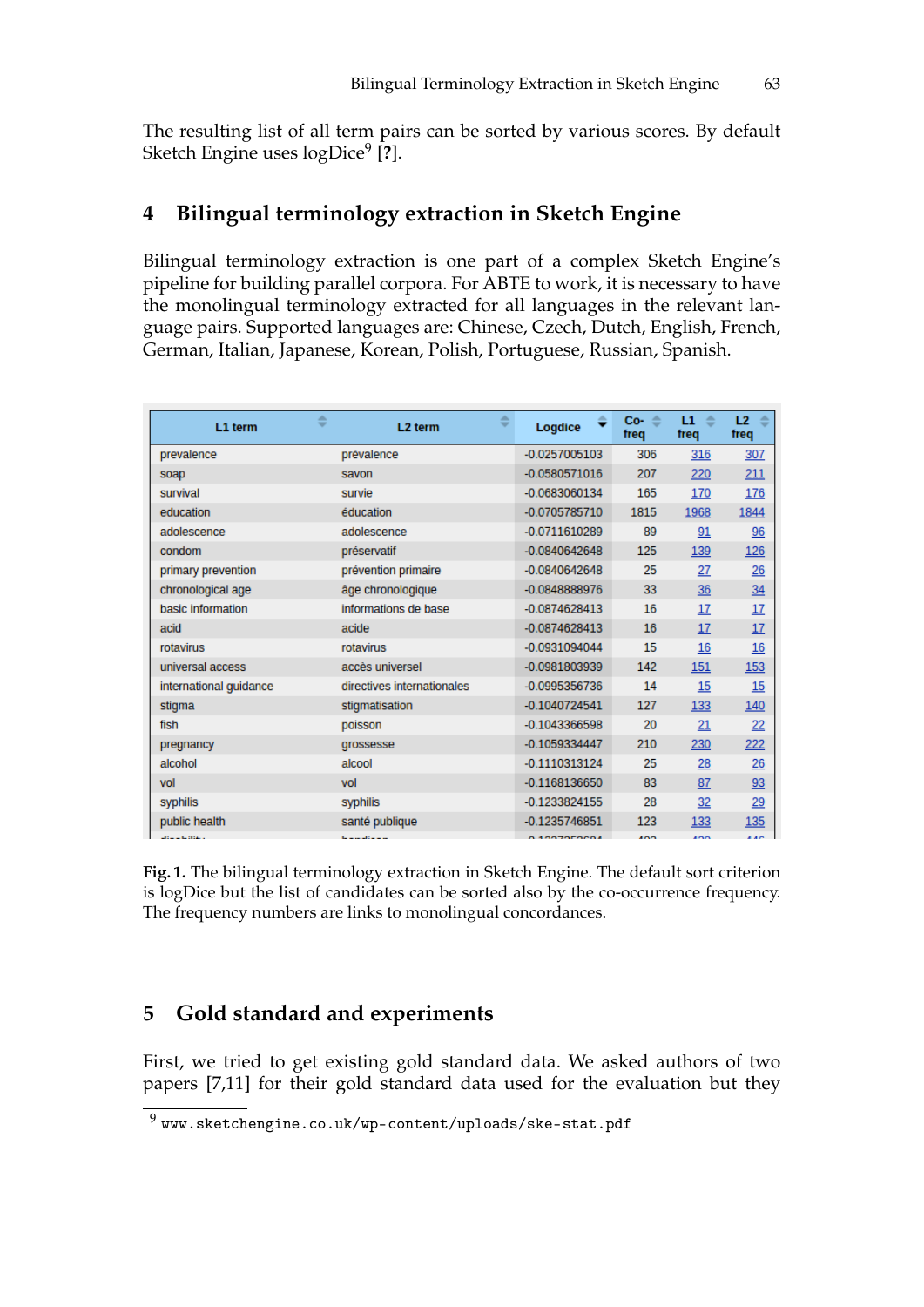The resulting list of all term pairs can be sorted by various scores. By default Sketch Engine uses logDice[9] [?].

## 4 Bilingual terminology extraction in Sketch Engine

Bilingual terminology extraction is one part of a complex Sketch Engine's pipeline for building parallel corpora. For ABTE to work, it is necessary to have the monolingual terminology extracted for all languages in the relevant language pairs. Supported languages are: Chinese, Czech, Dutch, English, French, German, Italian, Japanese, Korean, Polish, Portuguese, Russian, Spanish.

| L1 term | L2 term | Logdice | Co-freq | L1 freq | L2 freq |
|---|---|---|---|---|---|
| prevalence | prévalence | -0.0257005103 | 306 | 316 | 307 |
| soap | savon | -0.0580571016 | 207 | 220 | 211 |
| survival | survie | -0.0683060134 | 165 | 170 | 176 |
| education | éducation | -0.0705785710 | 1815 | 1968 | 1844 |
| adolescence | adolescence | -0.0711610289 | 89 | 91 | 96 |
| condom | préservatif | -0.0840642648 | 125 | 139 | 126 |
| primary prevention | prévention primaire | -0.0840642648 | 25 | 27 | 26 |
| chronological age | âge chronologique | -0.0848888976 | 33 | 36 | 34 |
| basic information | informations de base | -0.0874628413 | 16 | 17 | 17 |
| acid | acide | -0.0874628413 | 16 | 17 | 17 |
| rotavirus | rotavirus | -0.0931094044 | 15 | 16 | 16 |
| universal access | accès universel | -0.0981803939 | 142 | 151 | 153 |
| international guidance | directives internationales | -0.0995356736 | 14 | 15 | 15 |
| stigma | stigmatisation | -0.1040724541 | 127 | 133 | 140 |
| fish | poisson | -0.1043366598 | 20 | 21 | 22 |
| pregnancy | grossesse | -0.1059334447 | 210 | 230 | 222 |
| alcohol | alcool | -0.1110313124 | 25 | 28 | 26 |
| vol | vol | -0.1168136650 | 83 | 87 | 93 |
| syphilis | syphilis | -0.1233824155 | 28 | 32 | 29 |
| public health | santé publique | -0.1235746851 | 123 | 133 | 135 |

**Fig. 1.** The bilingual terminology extraction in Sketch Engine. The default sort criterion is logDice but the list of candidates can be sorted also by the co-occurrence frequency. The frequency numbers are links to monolingual concordances.

## 5 Gold standard and experiments

First, we tried to get existing gold standard data. We asked authors of two papers [7,11] for their gold standard data used for the evaluation but they

[9] www.sketchengine.co.uk/wp-content/uploads/ske-stat.pdf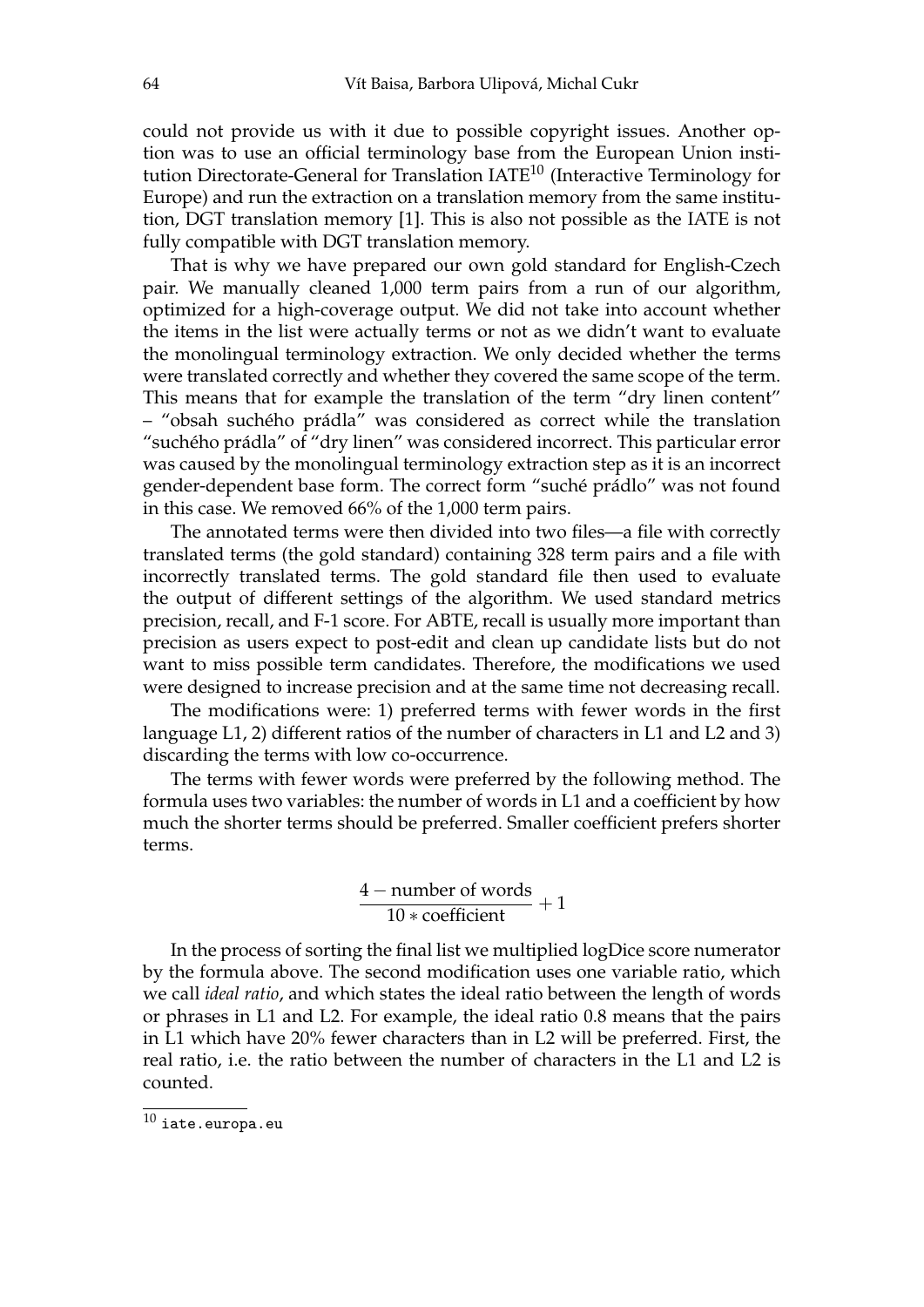could not provide us with it due to possible copyright issues. Another option was to use an official terminology base from the European Union institution Directorate-General for Translation IATE[10] (Interactive Terminology for Europe) and run the extraction on a translation memory from the same institution, DGT translation memory [1]. This is also not possible as the IATE is not fully compatible with DGT translation memory.

That is why we have prepared our own gold standard for English-Czech pair. We manually cleaned 1,000 term pairs from a run of our algorithm, optimized for a high-coverage output. We did not take into account whether the items in the list were actually terms or not as we didn't want to evaluate the monolingual terminology extraction. We only decided whether the terms were translated correctly and whether they covered the same scope of the term. This means that for example the translation of the term "dry linen content" – "obsah suchého prádla" was considered as correct while the translation "suchého prádla" of "dry linen" was considered incorrect. This particular error was caused by the monolingual terminology extraction step as it is an incorrect gender-dependent base form. The correct form "suché prádlo" was not found in this case. We removed 66% of the 1,000 term pairs.

The annotated terms were then divided into two files—a file with correctly translated terms (the gold standard) containing 328 term pairs and a file with incorrectly translated terms. The gold standard file then used to evaluate the output of different settings of the algorithm. We used standard metrics precision, recall, and F-1 score. For ABTE, recall is usually more important than precision as users expect to post-edit and clean up candidate lists but do not want to miss possible term candidates. Therefore, the modifications we used were designed to increase precision and at the same time not decreasing recall.

The modifications were: 1) preferred terms with fewer words in the first language L1, 2) different ratios of the number of characters in L1 and L2 and 3) discarding the terms with low co-occurrence.

The terms with fewer words were preferred by the following method. The formula uses two variables: the number of words in L1 and a coefficient by how much the shorter terms should be preferred. Smaller coefficient prefers shorter terms.

$$\frac{4 - \text{number of words}}{10 * \text{coefficient}} + 1$$

In the process of sorting the final list we multiplied logDice score numerator by the formula above. The second modification uses one variable ratio, which we call *ideal ratio*, and which states the ideal ratio between the length of words or phrases in L1 and L2. For example, the ideal ratio 0.8 means that the pairs in L1 which have 20% fewer characters than in L2 will be preferred. First, the real ratio, i.e. the ratio between the number of characters in the L1 and L2 is counted.

[10] `iate.europa.eu`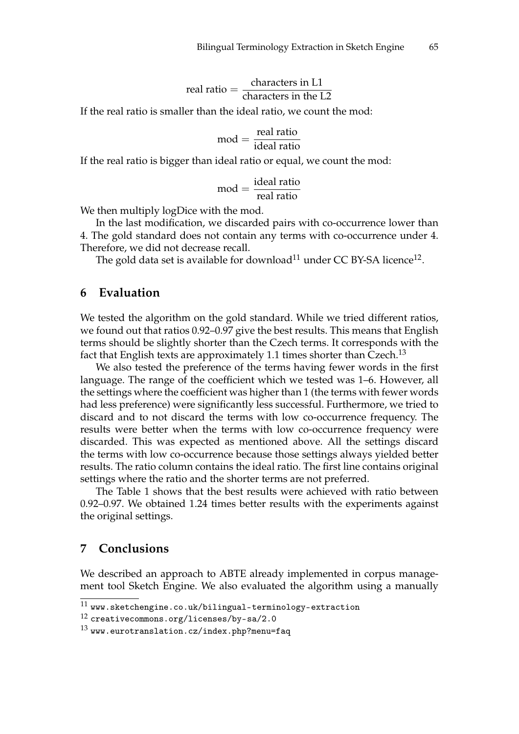$$\text{real ratio} = \frac{\text{characters in L1}}{\text{characters in the L2}}$$

If the real ratio is smaller than the ideal ratio, we count the mod:

$$\text{mod} = \frac{\text{real ratio}}{\text{ideal ratio}}$$

If the real ratio is bigger than ideal ratio or equal, we count the mod:

$$\text{mod} = \frac{\text{ideal ratio}}{\text{real ratio}}$$

We then multiply logDice with the mod.

In the last modification, we discarded pairs with co-occurrence lower than 4. The gold standard does not contain any terms with co-occurrence under 4. Therefore, we did not decrease recall.

The gold data set is available for download[11] under CC BY-SA licence[12].

## 6 Evaluation

We tested the algorithm on the gold standard. While we tried different ratios, we found out that ratios 0.92–0.97 give the best results. This means that English terms should be slightly shorter than the Czech terms. It corresponds with the fact that English texts are approximately 1.1 times shorter than Czech.[13]

We also tested the preference of the terms having fewer words in the first language. The range of the coefficient which we tested was 1–6. However, all the settings where the coefficient was higher than 1 (the terms with fewer words had less preference) were significantly less successful. Furthermore, we tried to discard and to not discard the terms with low co-occurrence frequency. The results were better when the terms with low co-occurrence frequency were discarded. This was expected as mentioned above. All the settings discard the terms with low co-occurrence because those settings always yielded better results. The ratio column contains the ideal ratio. The first line contains original settings where the ratio and the shorter terms are not preferred.

The Table 1 shows that the best results were achieved with ratio between 0.92–0.97. We obtained 1.24 times better results with the experiments against the original settings.

## 7 Conclusions

We described an approach to ABTE already implemented in corpus management tool Sketch Engine. We also evaluated the algorithm using a manually

---

[11] www.sketchengine.co.uk/bilingual-terminology-extraction

[12] creativecommons.org/licenses/by-sa/2.0

[13] www.eurotranslation.cz/index.php?menu=faq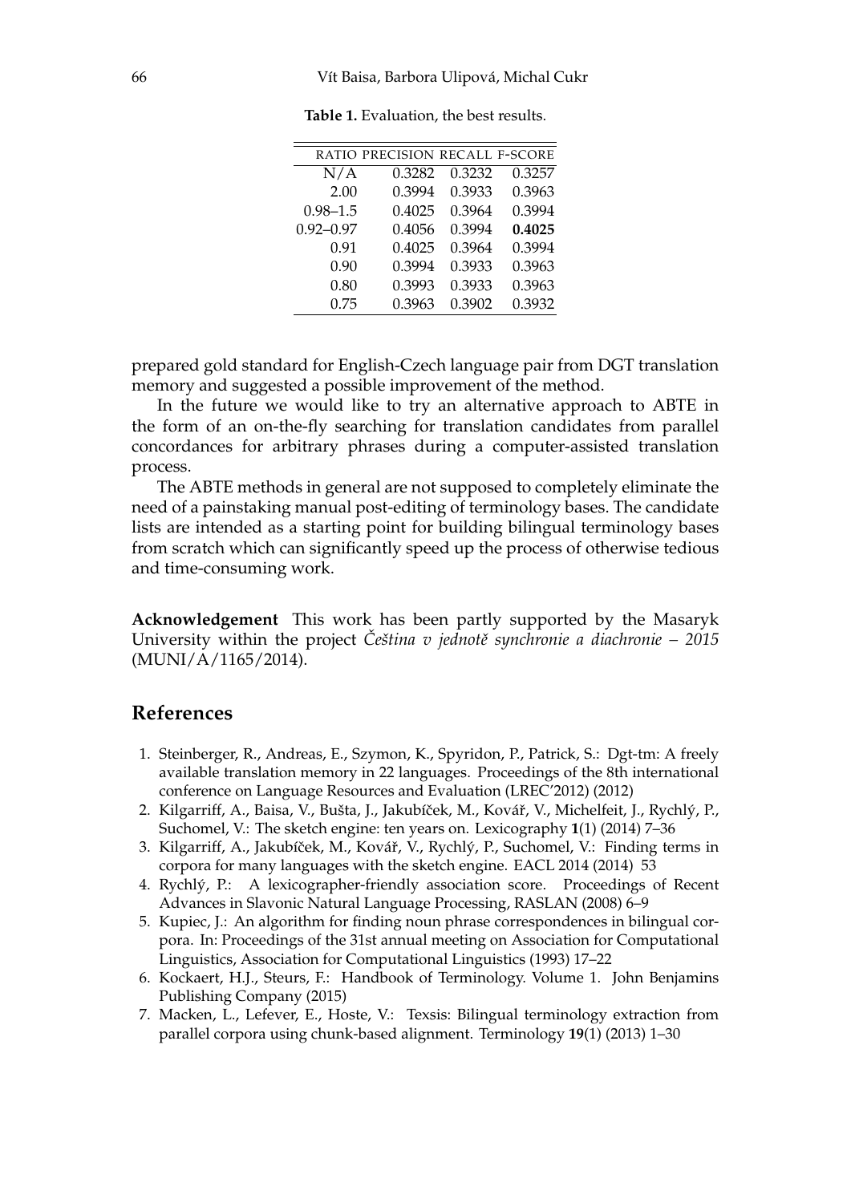**Table 1.** Evaluation, the best results.

| RATIO | PRECISION | RECALL | F-SCORE |
|---|---|---|---|
| N/A | 0.3282 | 0.3232 | 0.3257 |
| 2.00 | 0.3994 | 0.3933 | 0.3963 |
| 0.98–1.5 | 0.4025 | 0.3964 | 0.3994 |
| 0.92–0.97 | 0.4056 | 0.3994 | **0.4025** |
| 0.91 | 0.4025 | 0.3964 | 0.3994 |
| 0.90 | 0.3994 | 0.3933 | 0.3963 |
| 0.80 | 0.3993 | 0.3933 | 0.3963 |
| 0.75 | 0.3963 | 0.3902 | 0.3932 |

prepared gold standard for English-Czech language pair from DGT translation memory and suggested a possible improvement of the method.

In the future we would like to try an alternative approach to ABTE in the form of an on-the-fly searching for translation candidates from parallel concordances for arbitrary phrases during a computer-assisted translation process.

The ABTE methods in general are not supposed to completely eliminate the need of a painstaking manual post-editing of terminology bases. The candidate lists are intended as a starting point for building bilingual terminology bases from scratch which can significantly speed up the process of otherwise tedious and time-consuming work.

**Acknowledgement** This work has been partly supported by the Masaryk University within the project *Čeština v jednotě synchronie a diachronie – 2015* (MUNI/A/1165/2014).

## References

1. Steinberger, R., Andreas, E., Szymon, K., Spyridon, P., Patrick, S.: Dgt-tm: A freely available translation memory in 22 languages. Proceedings of the 8th international conference on Language Resources and Evaluation (LREC'2012) (2012)
2. Kilgarriff, A., Baisa, V., Bušta, J., Jakubíček, M., Kovář, V., Michelfeit, J., Rychlý, P., Suchomel, V.: The sketch engine: ten years on. Lexicography **1**(1) (2014) 7–36
3. Kilgarriff, A., Jakubíček, M., Kovář, V., Rychlý, P., Suchomel, V.: Finding terms in corpora for many languages with the sketch engine. EACL 2014 (2014) 53
4. Rychlý, P.: A lexicographer-friendly association score. Proceedings of Recent Advances in Slavonic Natural Language Processing, RASLAN (2008) 6–9
5. Kupiec, J.: An algorithm for finding noun phrase correspondences in bilingual corpora. In: Proceedings of the 31st annual meeting on Association for Computational Linguistics, Association for Computational Linguistics (1993) 17–22
6. Kockaert, H.J., Steurs, F.: Handbook of Terminology. Volume 1. John Benjamins Publishing Company (2015)
7. Macken, L., Lefever, E., Hoste, V.: Texsis: Bilingual terminology extraction from parallel corpora using chunk-based alignment. Terminology **19**(1) (2013) 1–30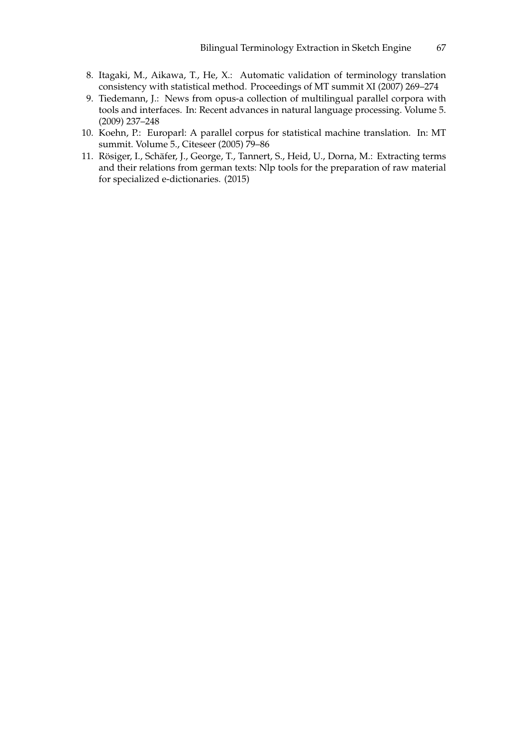8. Itagaki, M., Aikawa, T., He, X.: Automatic validation of terminology translation consistency with statistical method. Proceedings of MT summit XI (2007) 269–274
9. Tiedemann, J.: News from opus-a collection of multilingual parallel corpora with tools and interfaces. In: Recent advances in natural language processing. Volume 5. (2009) 237–248
10. Koehn, P.: Europarl: A parallel corpus for statistical machine translation. In: MT summit. Volume 5., Citeseer (2005) 79–86
11. Rösiger, I., Schäfer, J., George, T., Tannert, S., Heid, U., Dorna, M.: Extracting terms and their relations from german texts: Nlp tools for the preparation of raw material for specialized e-dictionaries. (2015)